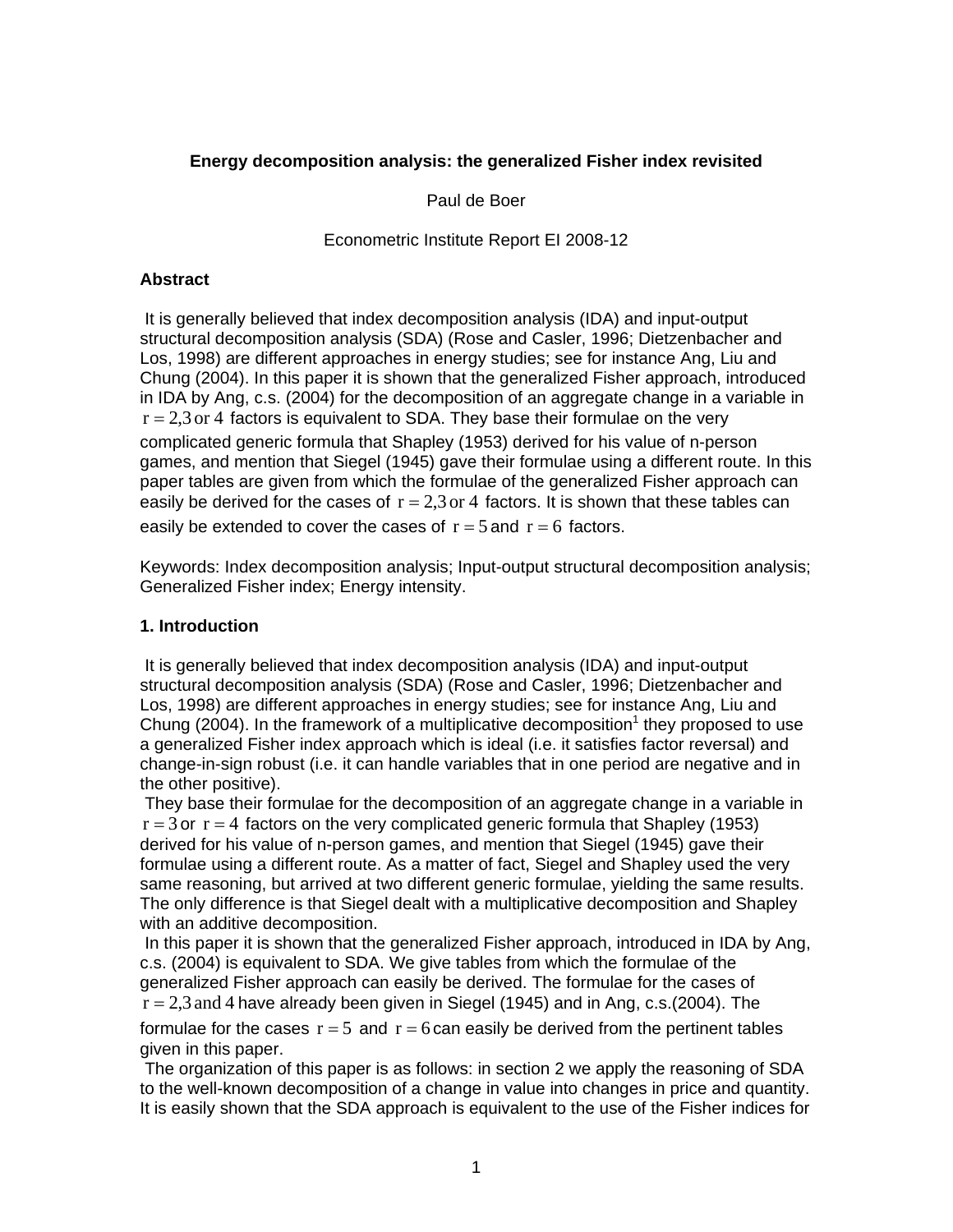# Energy decomposition analysis: the generalized Fisher index revisited

Paul de Boer

Econometric Institute Report EI 2008-12

## Abstract

It is generally believed that index decomposition analysis (IDA) and input-output structural decomposition analysis (SDA) (Rose and Casler, 1996; Dietzenbacher and Los, 1998) are different approaches in energy studies; see for instance Ang, Liu and Chung (2004). In this paper it is shown that the generalized Fisher approach, introduced in IDA by Ang, c.s. (2004) for the decomposition of an aggregate change in a variable in $r = 2,3 \text{ or } 4$ factors is equivalent to SDA. They base their formulae on the very complicated generic formula that Shapley (1953) derived for his value of n-person games, and mention that Siegel (1945) gave their formulae using a different route. In this paper tables are given from which the formulae of the generalized Fisher approach can easily be derived for the cases of $r = 2,3 \text{ or } 4$ factors. It is shown that these tables can easily be extended to cover the cases of $r = 5$ and $r = 6$ factors.

Keywords: Index decomposition analysis; Input-output structural decomposition analysis; Generalized Fisher index; Energy intensity.

## 1. Introduction

It is generally believed that index decomposition analysis (IDA) and input-output structural decomposition analysis (SDA) (Rose and Casler, 1996; Dietzenbacher and Los, 1998) are different approaches in energy studies; see for instance Ang, Liu and Chung (2004). In the framework of a multiplicative decomposition[1] they proposed to use a generalized Fisher index approach which is ideal (i.e. it satisfies factor reversal) and change-in-sign robust (i.e. it can handle variables that in one period are negative and in the other positive).

They base their formulae for the decomposition of an aggregate change in a variable in $r = 3$ or $r = 4$ factors on the very complicated generic formula that Shapley (1953) derived for his value of n-person games, and mention that Siegel (1945) gave their formulae using a different route. As a matter of fact, Siegel and Shapley used the very same reasoning, but arrived at two different generic formulae, yielding the same results. The only difference is that Siegel dealt with a multiplicative decomposition and Shapley with an additive decomposition.

In this paper it is shown that the generalized Fisher approach, introduced in IDA by Ang, c.s. (2004) is equivalent to SDA. We give tables from which the formulae of the generalized Fisher approach can easily be derived. The formulae for the cases of $r = 2,3 \text{ and } 4$ have already been given in Siegel (1945) and in Ang, c.s.(2004). The formulae for the cases $r = 5$ and $r = 6$ can easily be derived from the pertinent tables given in this paper.

The organization of this paper is as follows: in section 2 we apply the reasoning of SDA to the well-known decomposition of a change in value into changes in price and quantity. It is easily shown that the SDA approach is equivalent to the use of the Fisher indices for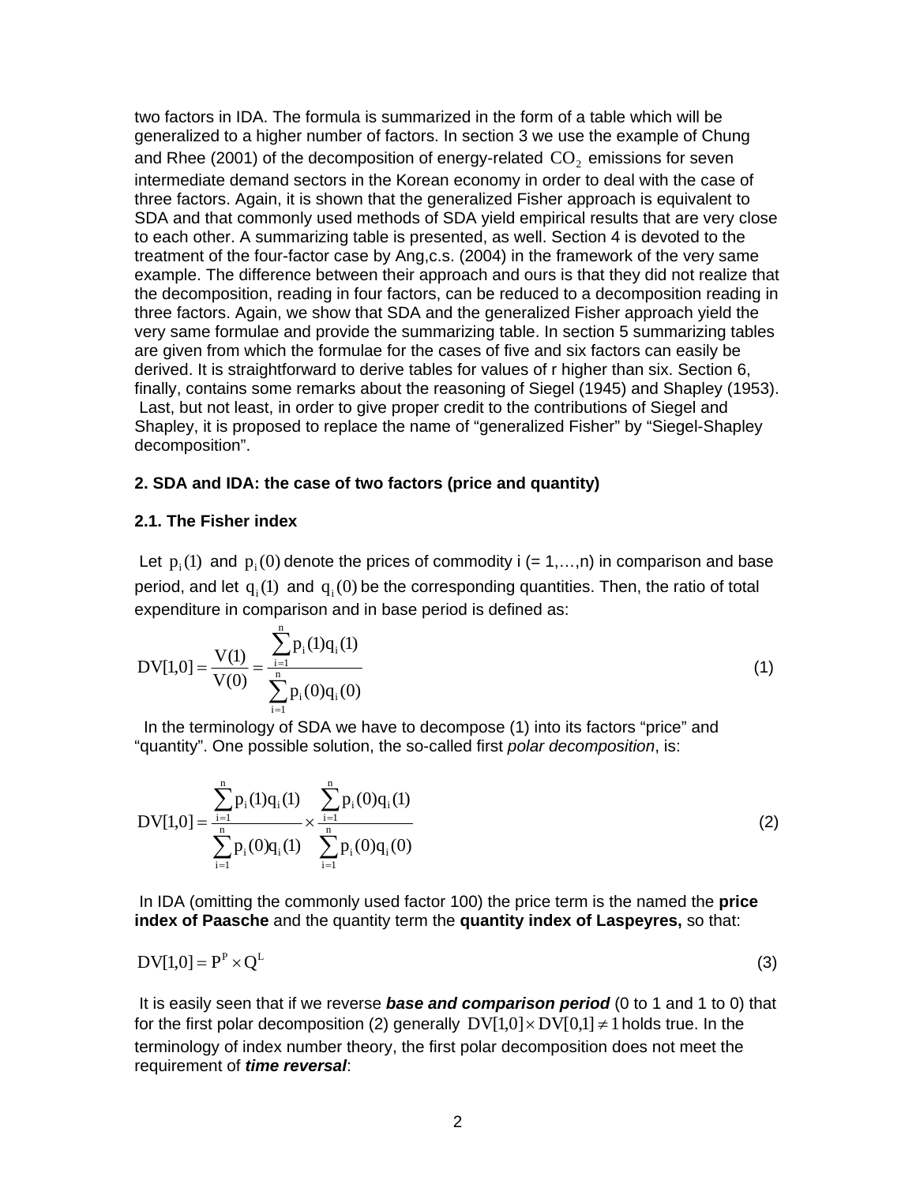two factors in IDA. The formula is summarized in the form of a table which will be generalized to a higher number of factors. In section 3 we use the example of Chung and Rhee (2001) of the decomposition of energy-related $CO_2$ emissions for seven intermediate demand sectors in the Korean economy in order to deal with the case of three factors. Again, it is shown that the generalized Fisher approach is equivalent to SDA and that commonly used methods of SDA yield empirical results that are very close to each other. A summarizing table is presented, as well. Section 4 is devoted to the treatment of the four-factor case by Ang,c.s. (2004) in the framework of the very same example. The difference between their approach and ours is that they did not realize that the decomposition, reading in four factors, can be reduced to a decomposition reading in three factors. Again, we show that SDA and the generalized Fisher approach yield the very same formulae and provide the summarizing table. In section 5 summarizing tables are given from which the formulae for the cases of five and six factors can easily be derived. It is straightforward to derive tables for values of r higher than six. Section 6, finally, contains some remarks about the reasoning of Siegel (1945) and Shapley (1953). Last, but not least, in order to give proper credit to the contributions of Siegel and Shapley, it is proposed to replace the name of "generalized Fisher" by "Siegel-Shapley decomposition".

## 2. SDA and IDA: the case of two factors (price and quantity)

### 2.1. The Fisher index

Let $p_i(1)$ and $p_i(0)$ denote the prices of commodity i (= 1,…,n) in comparison and base period, and let $q_i(1)$ and $q_i(0)$ be the corresponding quantities. Then, the ratio of total expenditure in comparison and in base period is defined as:

$$DV[1,0] = \frac{V(1)}{V(0)} = \frac{\sum_{i=1}^{n} p_i(1)q_i(1)}{\sum_{i=1}^{n} p_i(0)q_i(0)} \tag{1}$$

In the terminology of SDA we have to decompose (1) into its factors "price" and "quantity". One possible solution, the so-called first *polar decomposition*, is:

$$DV[1,0] = \frac{\sum_{i=1}^{n} p_i(1)q_i(1)}{\sum_{i=1}^{n} p_i(0)q_i(1)} \times \frac{\sum_{i=1}^{n} p_i(0)q_i(1)}{\sum_{i=1}^{n} p_i(0)q_i(0)} \tag{2}$$

In IDA (omitting the commonly used factor 100) the price term is the named the **price index of Paasche** and the quantity term the **quantity index of Laspeyres,** so that:

$$DV[1,0] = P^{P} \times Q^{L} \tag{3}$$

It is easily seen that if we reverse ***base and comparison period*** (0 to 1 and 1 to 0) that for the first polar decomposition (2) generally $DV[1,0] \times DV[0,1] \neq 1$ holds true. In the terminology of index number theory, the first polar decomposition does not meet the requirement of ***time reversal***: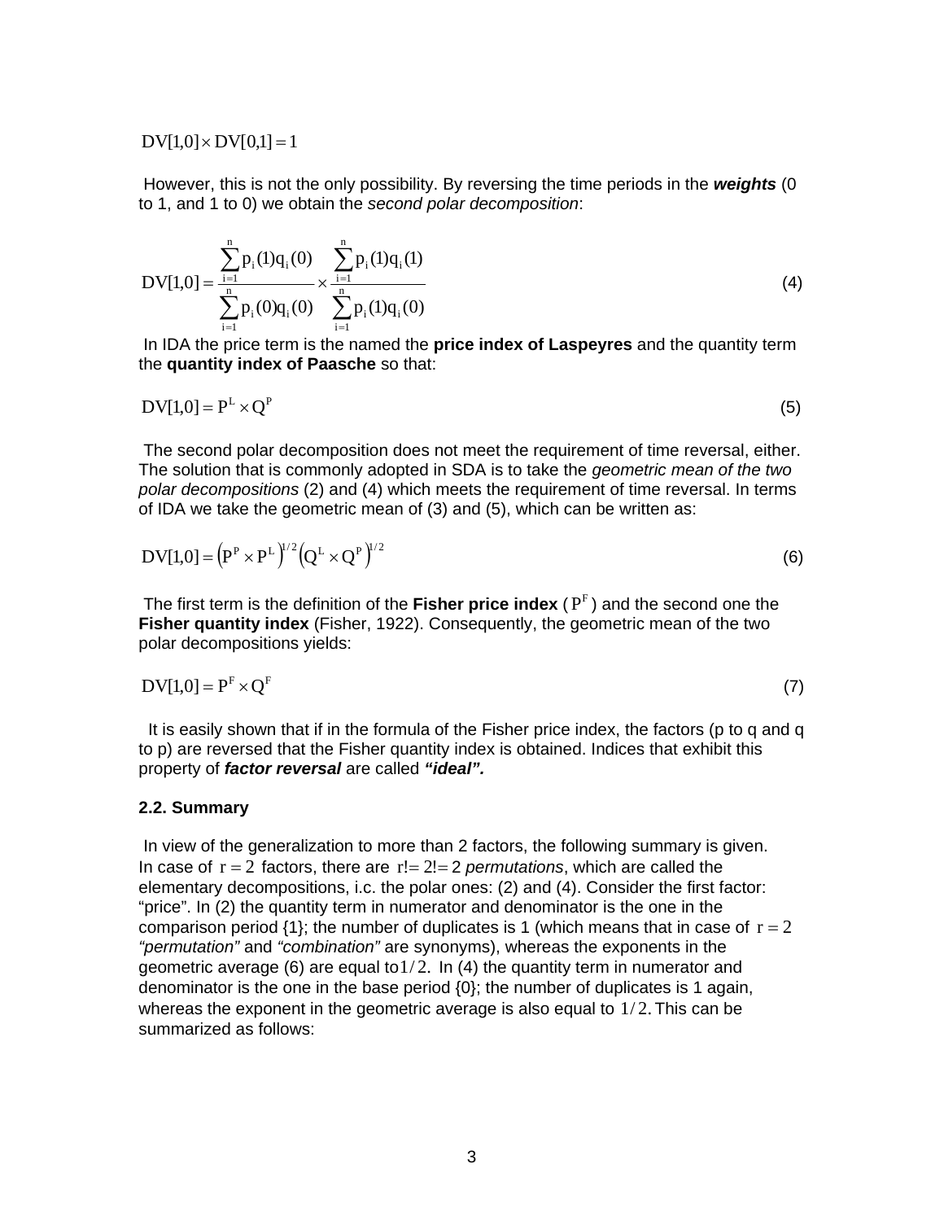$$DV[1,0] \times DV[0,1] = 1$$

However, this is not the only possibility. By reversing the time periods in the ***weights*** (0 to 1, and 1 to 0) we obtain the *second polar decomposition*:

$$DV[1,0] = \frac{\sum_{i=1}^{n} p_i(1)q_i(0)}{\sum_{i=1}^{n} p_i(0)q_i(0)} \times \frac{\sum_{i=1}^{n} p_i(1)q_i(1)}{\sum_{i=1}^{n} p_i(1)q_i(0)} \tag{4}$$

In IDA the price term is the named the **price index of Laspeyres** and the quantity term the **quantity index of Paasche** so that:

$$DV[1,0] = P^L \times Q^P \tag{5}$$

The second polar decomposition does not meet the requirement of time reversal, either. The solution that is commonly adopted in SDA is to take the *geometric mean of the two polar decompositions* (2) and (4) which meets the requirement of time reversal. In terms of IDA we take the geometric mean of (3) and (5), which can be written as:

$$DV[1,0] = \left(P^P \times P^L\right)^{1/2} \left(Q^L \times Q^P\right)^{1/2} \tag{6}$$

The first term is the definition of the **Fisher price index** ( $P^F$ ) and the second one the **Fisher quantity index** (Fisher, 1922). Consequently, the geometric mean of the two polar decompositions yields:

$$DV[1,0] = P^F \times Q^F \tag{7}$$

It is easily shown that if in the formula of the Fisher price index, the factors (p to q and q to p) are reversed that the Fisher quantity index is obtained. Indices that exhibit this property of ***factor reversal*** are called ***"ideal".***

### 2.2. Summary

In view of the generalization to more than 2 factors, the following summary is given. In case of $r = 2$ factors, there are $r! = 2! = 2$ *permutations*, which are called the elementary decompositions, i.c. the polar ones: (2) and (4). Consider the first factor: "price". In (2) the quantity term in numerator and denominator is the one in the comparison period {1}; the number of duplicates is 1 (which means that in case of $r = 2$ *"permutation"* and *"combination"* are synonyms), whereas the exponents in the geometric average (6) are equal to $1/2$. In (4) the quantity term in numerator and denominator is the one in the base period {0}; the number of duplicates is 1 again, whereas the exponent in the geometric average is also equal to $1/2$. This can be summarized as follows: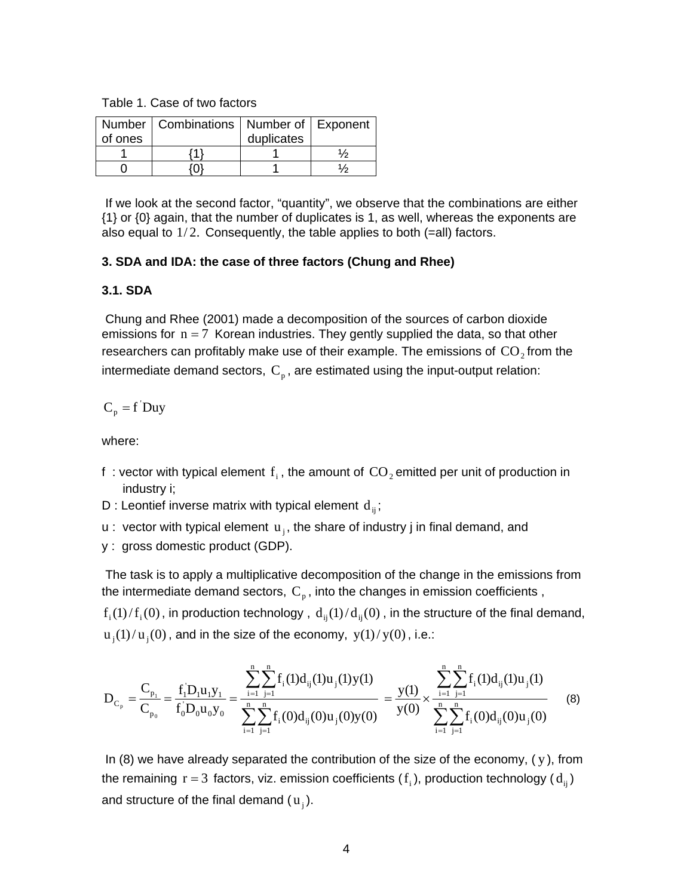Table 1. Case of two factors

| Number of ones | Combinations | Number of duplicates | Exponent |
|---|---|---|---|
| 1 | {1} | 1 | ½ |
| 0 | {0} | 1 | ½ |

If we look at the second factor, "quantity", we observe that the combinations are either {1} or {0} again, that the number of duplicates is 1, as well, whereas the exponents are also equal to $1/2$. Consequently, the table applies to both (=all) factors.

### 3. SDA and IDA: the case of three factors (Chung and Rhee)

#### 3.1. SDA

Chung and Rhee (2001) made a decomposition of the sources of carbon dioxide emissions for $n = 7$ Korean industries. They gently supplied the data, so that other researchers can profitably make use of their example. The emissions of $CO_2$ from the intermediate demand sectors, $C_p$, are estimated using the input-output relation:

$$C_p = f^{'}Duy$$

where:

- f : vector with typical element $f_i$, the amount of $CO_2$ emitted per unit of production in industry i;
- D : Leontief inverse matrix with typical element $d_{ij}$;
- u : vector with typical element $u_j$, the share of industry j in final demand, and
- y : gross domestic product (GDP).

The task is to apply a multiplicative decomposition of the change in the emissions from the intermediate demand sectors, $C_p$, into the changes in emission coefficients, $f_i(1)/f_i(0)$, in production technology, $d_{ij}(1)/d_{ij}(0)$, in the structure of the final demand, $u_j(1)/u_j(0)$, and in the size of the economy, $y(1)/y(0)$, i.e.:

$$D_{C_p} = \frac{C_{p_1}}{C_{p_0}} = \frac{f_1^{'}D_1u_1y_1}{f_0^{'}D_0u_0y_0} = \frac{\sum_{i=1}^{n}\sum_{j=1}^{n} f_i(1)d_{ij}(1)u_j(1)y(1)}{\sum_{i=1}^{n}\sum_{j=1}^{n} f_i(0)d_{ij}(0)u_j(0)y(0)} = \frac{y(1)}{y(0)} \times \frac{\sum_{i=1}^{n}\sum_{j=1}^{n} f_i(1)d_{ij}(1)u_j(1)}{\sum_{i=1}^{n}\sum_{j=1}^{n} f_i(0)d_{ij}(0)u_j(0)} \quad (8)$$

In (8) we have already separated the contribution of the size of the economy, ($y$), from the remaining $r = 3$ factors, viz. emission coefficients ($f_i$), production technology ($d_{ij}$) and structure of the final demand ($u_j$).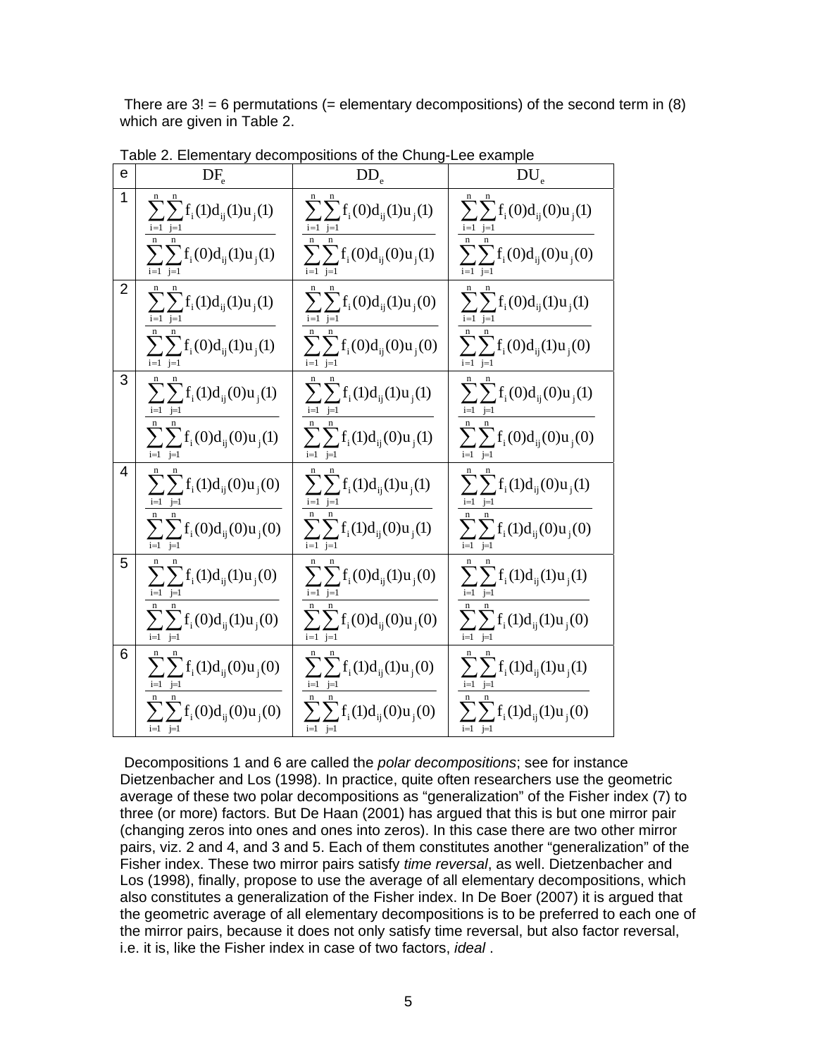There are 3! = 6 permutations (= elementary decompositions) of the second term in (8) which are given in Table 2.

Table 2. Elementary decompositions of the Chung-Lee example

| e | $DF_e$ | $DD_e$ | $DU_e$ |
|---|---|---|---|
| 1 | $\dfrac{\sum_{i=1}^{n}\sum_{j=1}^{n} f_i(1)d_{ij}(1)u_j(1)}{\sum_{i=1}^{n}\sum_{j=1}^{n} f_i(0)d_{ij}(1)u_j(1)}$ | $\dfrac{\sum_{i=1}^{n}\sum_{j=1}^{n} f_i(0)d_{ij}(1)u_j(1)}{\sum_{i=1}^{n}\sum_{j=1}^{n} f_i(0)d_{ij}(0)u_j(1)}$ | $\dfrac{\sum_{i=1}^{n}\sum_{j=1}^{n} f_i(0)d_{ij}(0)u_j(1)}{\sum_{i=1}^{n}\sum_{j=1}^{n} f_i(0)d_{ij}(0)u_j(0)}$ |
| 2 | $\dfrac{\sum_{i=1}^{n}\sum_{j=1}^{n} f_i(1)d_{ij}(1)u_j(1)}{\sum_{i=1}^{n}\sum_{j=1}^{n} f_i(0)d_{ij}(1)u_j(1)}$ | $\dfrac{\sum_{i=1}^{n}\sum_{j=1}^{n} f_i(0)d_{ij}(1)u_j(0)}{\sum_{i=1}^{n}\sum_{j=1}^{n} f_i(0)d_{ij}(0)u_j(0)}$ | $\dfrac{\sum_{i=1}^{n}\sum_{j=1}^{n} f_i(0)d_{ij}(1)u_j(1)}{\sum_{i=1}^{n}\sum_{j=1}^{n} f_i(0)d_{ij}(1)u_j(0)}$ |
| 3 | $\dfrac{\sum_{i=1}^{n}\sum_{j=1}^{n} f_i(1)d_{ij}(0)u_j(1)}{\sum_{i=1}^{n}\sum_{j=1}^{n} f_i(0)d_{ij}(0)u_j(1)}$ | $\dfrac{\sum_{i=1}^{n}\sum_{j=1}^{n} f_i(1)d_{ij}(1)u_j(1)}{\sum_{i=1}^{n}\sum_{j=1}^{n} f_i(1)d_{ij}(0)u_j(1)}$ | $\dfrac{\sum_{i=1}^{n}\sum_{j=1}^{n} f_i(0)d_{ij}(0)u_j(1)}{\sum_{i=1}^{n}\sum_{j=1}^{n} f_i(0)d_{ij}(0)u_j(0)}$ |
| 4 | $\dfrac{\sum_{i=1}^{n}\sum_{j=1}^{n} f_i(1)d_{ij}(0)u_j(0)}{\sum_{i=1}^{n}\sum_{j=1}^{n} f_i(0)d_{ij}(0)u_j(0)}$ | $\dfrac{\sum_{i=1}^{n}\sum_{j=1}^{n} f_i(1)d_{ij}(1)u_j(1)}{\sum_{i=1}^{n}\sum_{j=1}^{n} f_i(1)d_{ij}(0)u_j(1)}$ | $\dfrac{\sum_{i=1}^{n}\sum_{j=1}^{n} f_i(1)d_{ij}(0)u_j(1)}{\sum_{i=1}^{n}\sum_{j=1}^{n} f_i(1)d_{ij}(0)u_j(0)}$ |
| 5 | $\dfrac{\sum_{i=1}^{n}\sum_{j=1}^{n} f_i(1)d_{ij}(1)u_j(0)}{\sum_{i=1}^{n}\sum_{j=1}^{n} f_i(0)d_{ij}(1)u_j(0)}$ | $\dfrac{\sum_{i=1}^{n}\sum_{j=1}^{n} f_i(0)d_{ij}(1)u_j(0)}{\sum_{i=1}^{n}\sum_{j=1}^{n} f_i(0)d_{ij}(0)u_j(0)}$ | $\dfrac{\sum_{i=1}^{n}\sum_{j=1}^{n} f_i(1)d_{ij}(1)u_j(1)}{\sum_{i=1}^{n}\sum_{j=1}^{n} f_i(1)d_{ij}(1)u_j(0)}$ |
| 6 | $\dfrac{\sum_{i=1}^{n}\sum_{j=1}^{n} f_i(1)d_{ij}(0)u_j(0)}{\sum_{i=1}^{n}\sum_{j=1}^{n} f_i(0)d_{ij}(0)u_j(0)}$ | $\dfrac{\sum_{i=1}^{n}\sum_{j=1}^{n} f_i(1)d_{ij}(1)u_j(0)}{\sum_{i=1}^{n}\sum_{j=1}^{n} f_i(1)d_{ij}(0)u_j(0)}$ | $\dfrac{\sum_{i=1}^{n}\sum_{j=1}^{n} f_i(1)d_{ij}(1)u_j(1)}{\sum_{i=1}^{n}\sum_{j=1}^{n} f_i(1)d_{ij}(1)u_j(0)}$ |

Decompositions 1 and 6 are called the *polar decompositions*; see for instance Dietzenbacher and Los (1998). In practice, quite often researchers use the geometric average of these two polar decompositions as "generalization" of the Fisher index (7) to three (or more) factors. But De Haan (2001) has argued that this is but one mirror pair (changing zeros into ones and ones into zeros). In this case there are two other mirror pairs, viz. 2 and 4, and 3 and 5. Each of them constitutes another "generalization" of the Fisher index. These two mirror pairs satisfy *time reversal*, as well. Dietzenbacher and Los (1998), finally, propose to use the average of all elementary decompositions, which also constitutes a generalization of the Fisher index. In De Boer (2007) it is argued that the geometric average of all elementary decompositions is to be preferred to each one of the mirror pairs, because it does not only satisfy time reversal, but also factor reversal, i.e. it is, like the Fisher index in case of two factors, *ideal* .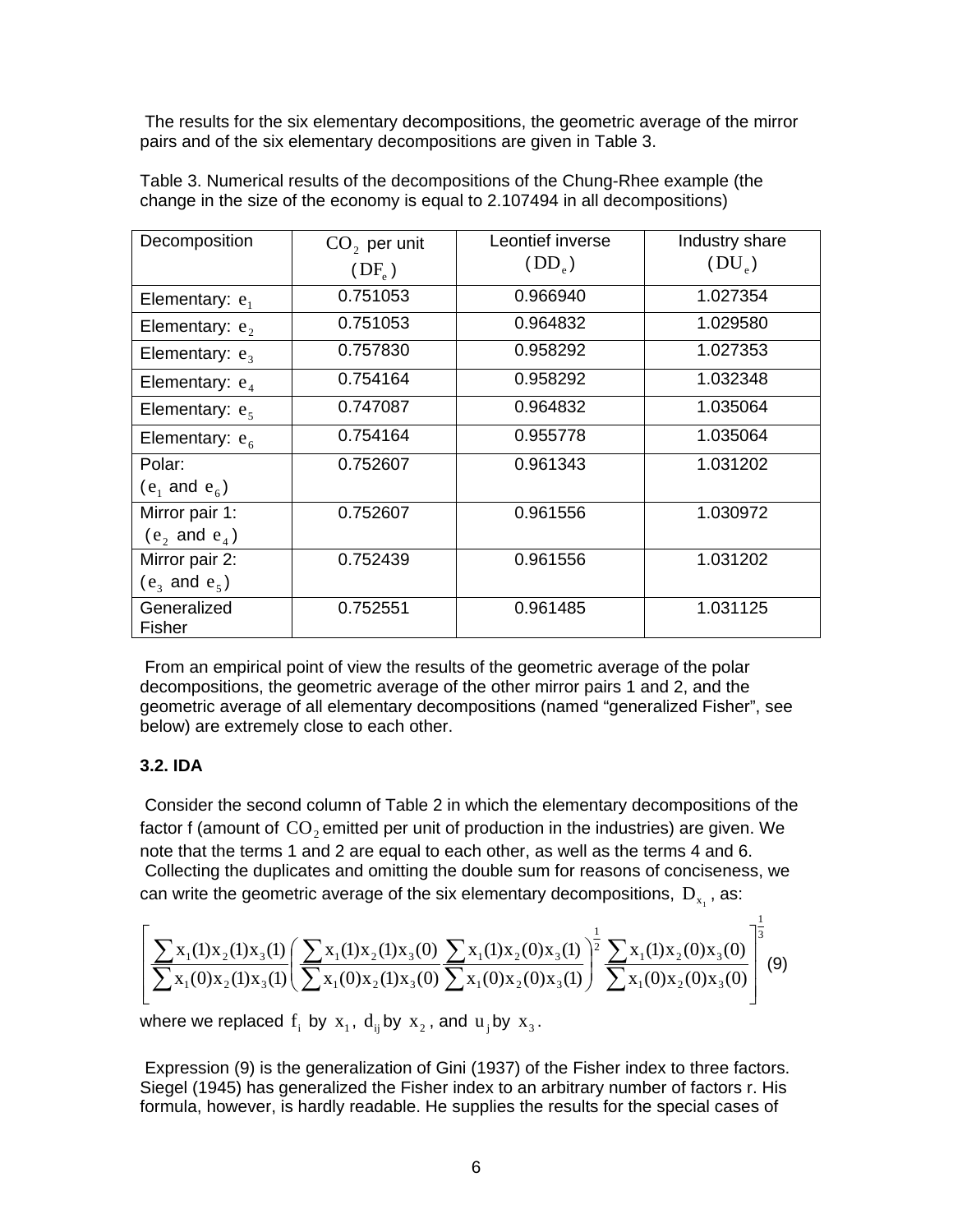The results for the six elementary decompositions, the geometric average of the mirror pairs and of the six elementary decompositions are given in Table 3.

Table 3. Numerical results of the decompositions of the Chung-Rhee example (the change in the size of the economy is equal to 2.107494 in all decompositions)

| Decomposition | $CO_2$ per unit ($DF_e$) | Leontief inverse ($DD_e$) | Industry share ($DU_e$) |
|---|---|---|---|
| Elementary: $e_1$ | 0.751053 | 0.966940 | 1.027354 |
| Elementary: $e_2$ | 0.751053 | 0.964832 | 1.029580 |
| Elementary: $e_3$ | 0.757830 | 0.958292 | 1.027353 |
| Elementary: $e_4$ | 0.754164 | 0.958292 | 1.032348 |
| Elementary: $e_5$ | 0.747087 | 0.964832 | 1.035064 |
| Elementary: $e_6$ | 0.754164 | 0.955778 | 1.035064 |
| Polar: ($e_1$ and $e_6$) | 0.752607 | 0.961343 | 1.031202 |
| Mirror pair 1: ($e_2$ and $e_4$) | 0.752607 | 0.961556 | 1.030972 |
| Mirror pair 2: ($e_3$ and $e_5$) | 0.752439 | 0.961556 | 1.031202 |
| Generalized Fisher | 0.752551 | 0.961485 | 1.031125 |

From an empirical point of view the results of the geometric average of the polar decompositions, the geometric average of the other mirror pairs 1 and 2, and the geometric average of all elementary decompositions (named "generalized Fisher", see below) are extremely close to each other.

### 3.2. IDA

Consider the second column of Table 2 in which the elementary decompositions of the factor f (amount of $CO_2$ emitted per unit of production in the industries) are given. We note that the terms 1 and 2 are equal to each other, as well as the terms 4 and 6.
Collecting the duplicates and omitting the double sum for reasons of conciseness, we can write the geometric average of the six elementary decompositions, $D_{x_1}$, as:

$$\left[ \frac{\sum x_1(1)x_2(1)x_3(1)}{\sum x_1(0)x_2(1)x_3(1)} \left( \frac{\sum x_1(1)x_2(1)x_3(0)}{\sum x_1(0)x_2(1)x_3(0)} \frac{\sum x_1(1)x_2(0)x_3(1)}{\sum x_1(0)x_2(0)x_3(1)} \right)^{\frac{1}{2}} \frac{\sum x_1(1)x_2(0)x_3(0)}{\sum x_1(0)x_2(0)x_3(0)} \right]^{\frac{1}{3}} \quad (9)$$

where we replaced $f_i$ by $x_1$, $d_{ij}$ by $x_2$, and $u_j$ by $x_3$.

Expression (9) is the generalization of Gini (1937) of the Fisher index to three factors. Siegel (1945) has generalized the Fisher index to an arbitrary number of factors r. His formula, however, is hardly readable. He supplies the results for the special cases of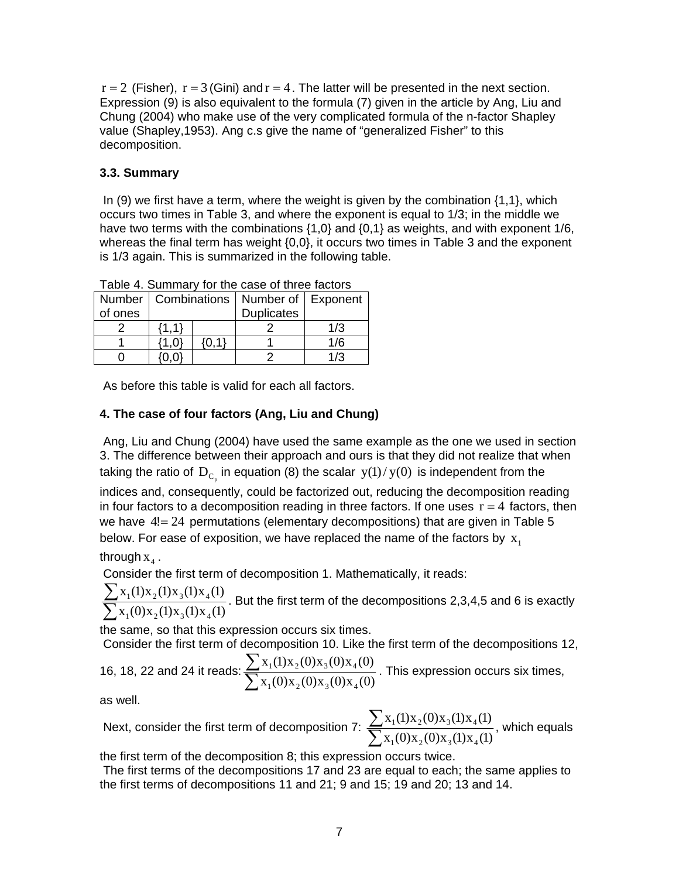$r = 2$ (Fisher), $r = 3$ (Gini) and $r = 4$. The latter will be presented in the next section. Expression (9) is also equivalent to the formula (7) given in the article by Ang, Liu and Chung (2004) who make use of the very complicated formula of the n-factor Shapley value (Shapley,1953). Ang c.s give the name of "generalized Fisher" to this decomposition.

### 3.3. Summary

In (9) we first have a term, where the weight is given by the combination {1,1}, which occurs two times in Table 3, and where the exponent is equal to 1/3; in the middle we have two terms with the combinations {1,0} and {0,1} as weights, and with exponent 1/6, whereas the final term has weight {0,0}, it occurs two times in Table 3 and the exponent is 1/3 again. This is summarized in the following table.

Table 4. Summary for the case of three factors

| Number of ones | Combinations | | Number of Duplicates | Exponent |
|---|---|---|---|---|
| 2 | {1,1} | | 2 | 1/3 |
| 1 | {1,0} | {0,1} | 1 | 1/6 |
| 0 | {0,0} | | 2 | 1/3 |

As before this table is valid for each all factors.

### 4. The case of four factors (Ang, Liu and Chung)

Ang, Liu and Chung (2004) have used the same example as the one we used in section 3. The difference between their approach and ours is that they did not realize that when taking the ratio of $D_{C_p}$ in equation (8) the scalar $y(1)/y(0)$ is independent from the indices and, consequently, could be factorized out, reducing the decomposition reading in four factors to a decomposition reading in three factors. If one uses $r = 4$ factors, then we have $4! = 24$ permutations (elementary decompositions) that are given in Table 5 below. For ease of exposition, we have replaced the name of the factors by $x_1$ through $x_4$.

Consider the first term of decomposition 1. Mathematically, it reads: $\frac{\sum x_1(1)x_2(1)x_3(1)x_4(1)}{\sum x_1(0)x_2(1)x_3(1)x_4(1)}$. But the first term of the decompositions 2,3,4,5 and 6 is exactly the same, so that this expression occurs six times.

Consider the first term of decomposition 10. Like the first term of the decompositions 12, 16, 18, 22 and 24 it reads: $\frac{\sum x_1(1)x_2(0)x_3(0)x_4(0)}{\sum x_1(0)x_2(0)x_3(0)x_4(0)}$. This expression occurs six times, as well.

Next, consider the first term of decomposition 7: $\frac{\sum x_1(1)x_2(0)x_3(1)x_4(1)}{\sum x_1(0)x_2(0)x_3(1)x_4(1)}$, which equals the first term of the decomposition 8; this expression occurs twice.

The first terms of the decompositions 17 and 23 are equal to each; the same applies to the first terms of decompositions 11 and 21; 9 and 15; 19 and 20; 13 and 14.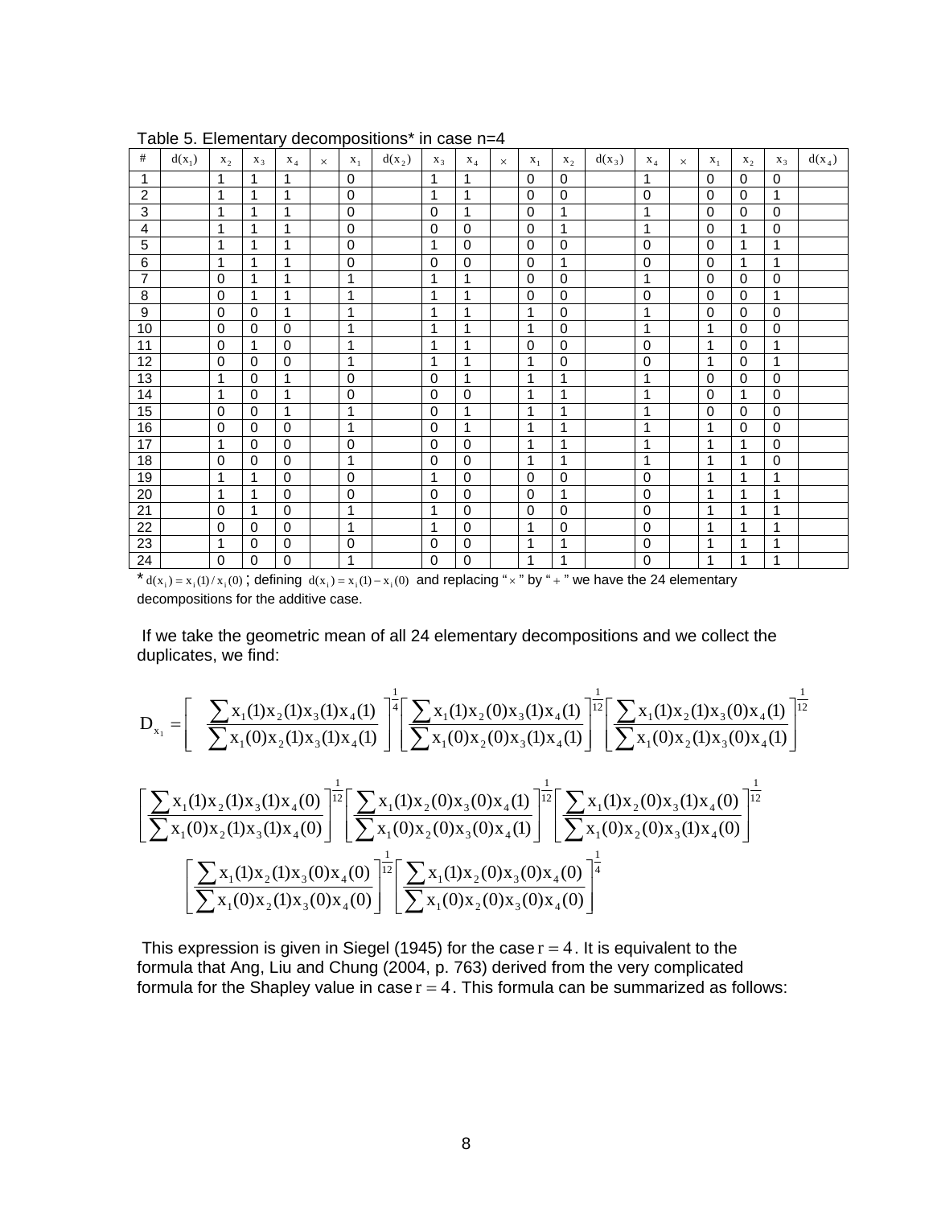Table 5. Elementary decompositions* in case n=4

| # | $d(x_1)$ | $x_2$ | $x_3$ | $x_4$ | $\times$ | $x_1$ | $d(x_2)$ | $x_3$ | $x_4$ | $\times$ | $x_1$ | $x_2$ | $d(x_3)$ | $x_4$ | $\times$ | $x_1$ | $x_2$ | $x_3$ | $d(x_4)$ |
|---|---|---|---|---|---|---|---|---|---|---|---|---|---|---|---|---|---|---|---|
| 1 | | 1 | 1 | 1 | | 0 | | 1 | 1 | | 0 | 0 | | 1 | | 0 | 0 | 0 | |
| 2 | | 1 | 1 | 1 | | 0 | | 1 | 1 | | 0 | 0 | | 0 | | 0 | 0 | 1 | |
| 3 | | 1 | 1 | 1 | | 0 | | 0 | 1 | | 0 | 1 | | 1 | | 0 | 0 | 0 | |
| 4 | | 1 | 1 | 1 | | 0 | | 0 | 0 | | 0 | 1 | | 1 | | 0 | 1 | 0 | |
| 5 | | 1 | 1 | 1 | | 0 | | 1 | 0 | | 0 | 0 | | 0 | | 0 | 1 | 1 | |
| 6 | | 1 | 1 | 1 | | 0 | | 0 | 0 | | 0 | 1 | | 0 | | 0 | 1 | 1 | |
| 7 | | 0 | 1 | 1 | | 1 | | 1 | 1 | | 0 | 0 | | 1 | | 0 | 0 | 0 | |
| 8 | | 0 | 1 | 1 | | 1 | | 1 | 1 | | 0 | 0 | | 0 | | 0 | 0 | 1 | |
| 9 | | 0 | 0 | 1 | | 1 | | 1 | 1 | | 1 | 0 | | 1 | | 0 | 0 | 0 | |
| 10 | | 0 | 0 | 0 | | 1 | | 1 | 1 | | 1 | 0 | | 1 | | 1 | 0 | 0 | |
| 11 | | 0 | 1 | 0 | | 1 | | 1 | 1 | | 0 | 0 | | 0 | | 1 | 0 | 1 | |
| 12 | | 0 | 0 | 0 | | 1 | | 1 | 1 | | 1 | 0 | | 0 | | 1 | 0 | 1 | |
| 13 | | 1 | 0 | 1 | | 0 | | 0 | 1 | | 1 | 1 | | 1 | | 0 | 0 | 0 | |
| 14 | | 1 | 0 | 1 | | 0 | | 0 | 0 | | 1 | 1 | | 1 | | 0 | 1 | 0 | |
| 15 | | 0 | 0 | 1 | | 1 | | 0 | 1 | | 1 | 1 | | 1 | | 0 | 0 | 0 | |
| 16 | | 0 | 0 | 0 | | 1 | | 0 | 1 | | 1 | 1 | | 1 | | 1 | 0 | 0 | |
| 17 | | 1 | 0 | 0 | | 0 | | 0 | 0 | | 1 | 1 | | 1 | | 1 | 1 | 0 | |
| 18 | | 0 | 0 | 0 | | 1 | | 0 | 0 | | 1 | 1 | | 1 | | 1 | 1 | 0 | |
| 19 | | 1 | 1 | 0 | | 0 | | 1 | 0 | | 0 | 0 | | 0 | | 1 | 1 | 1 | |
| 20 | | 1 | 1 | 0 | | 0 | | 0 | 0 | | 0 | 1 | | 0 | | 1 | 1 | 1 | |
| 21 | | 0 | 1 | 0 | | 1 | | 1 | 0 | | 0 | 0 | | 0 | | 1 | 1 | 1 | |
| 22 | | 0 | 0 | 0 | | 1 | | 1 | 0 | | 1 | 0 | | 0 | | 1 | 1 | 1 | |
| 23 | | 1 | 0 | 0 | | 0 | | 0 | 0 | | 1 | 1 | | 0 | | 1 | 1 | 1 | |
| 24 | | 0 | 0 | 0 | | 1 | | 0 | 0 | | 1 | 1 | | 0 | | 1 | 1 | 1 | |

* $d(x_i) = x_i(1)/x_i(0)$ ; defining $d(x_i) = x_i(1) - x_i(0)$ and replacing "$\times$" by "$+$" we have the 24 elementary decompositions for the additive case.

If we take the geometric mean of all 24 elementary decompositions and we collect the duplicates, we find:

$$D_{x_1} = \left[ \frac{\sum x_1(1)x_2(1)x_3(1)x_4(1)}{\sum x_1(0)x_2(1)x_3(1)x_4(1)} \right]^{\frac{1}{4}} \left[ \frac{\sum x_1(1)x_2(0)x_3(1)x_4(1)}{\sum x_1(0)x_2(0)x_3(1)x_4(1)} \right]^{\frac{1}{12}} \left[ \frac{\sum x_1(1)x_2(1)x_3(0)x_4(1)}{\sum x_1(0)x_2(1)x_3(0)x_4(1)} \right]^{\frac{1}{12}}$$

$$\left[ \frac{\sum x_1(1)x_2(1)x_3(1)x_4(0)}{\sum x_1(0)x_2(1)x_3(1)x_4(0)} \right]^{\frac{1}{12}} \left[ \frac{\sum x_1(1)x_2(0)x_3(0)x_4(1)}{\sum x_1(0)x_2(0)x_3(0)x_4(1)} \right]^{\frac{1}{12}} \left[ \frac{\sum x_1(1)x_2(0)x_3(1)x_4(0)}{\sum x_1(0)x_2(0)x_3(1)x_4(0)} \right]^{\frac{1}{12}}$$

$$\left[ \frac{\sum x_1(1)x_2(1)x_3(0)x_4(0)}{\sum x_1(0)x_2(1)x_3(0)x_4(0)} \right]^{\frac{1}{12}} \left[ \frac{\sum x_1(1)x_2(0)x_3(0)x_4(0)}{\sum x_1(0)x_2(0)x_3(0)x_4(0)} \right]^{\frac{1}{4}}$$

This expression is given in Siegel (1945) for the case $r = 4$. It is equivalent to the formula that Ang, Liu and Chung (2004, p. 763) derived from the very complicated formula for the Shapley value in case $r = 4$. This formula can be summarized as follows: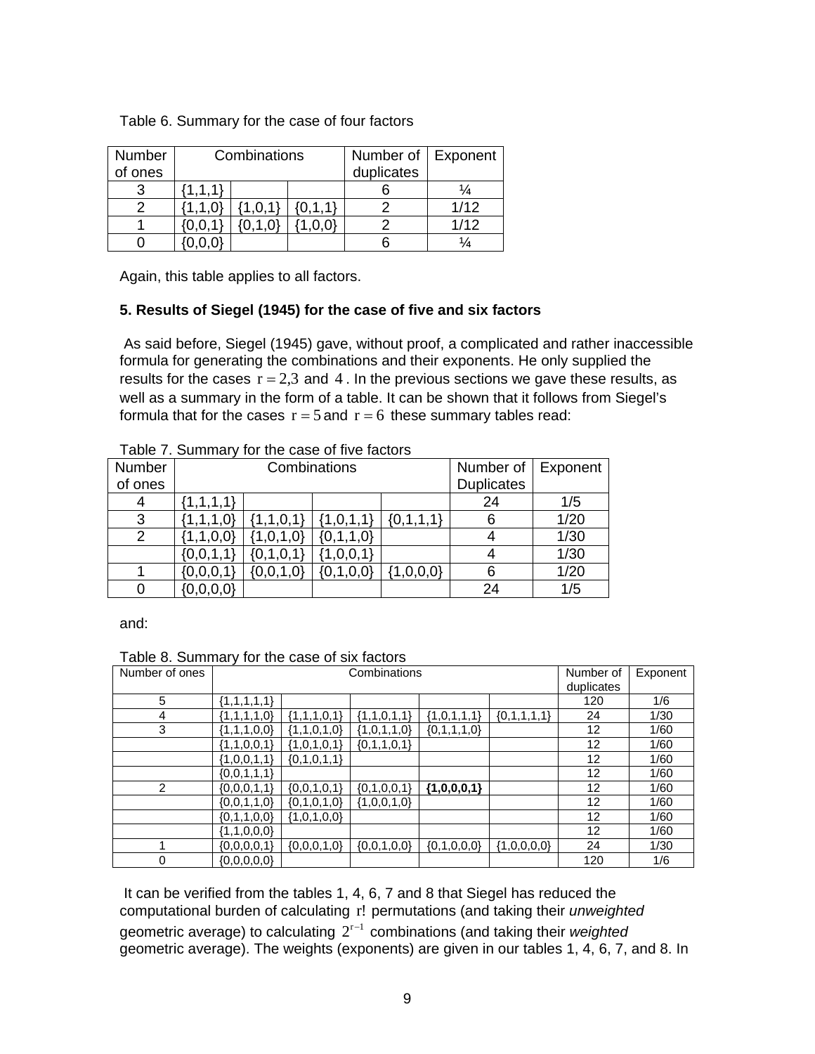Table 6. Summary for the case of four factors

| Number of ones | Combinations | | | Number of duplicates | Exponent |
|---|---|---|---|---|---|
| 3 | {1,1,1} | | | 6 | ¼ |
| 2 | {1,1,0} | {1,0,1} | {0,1,1} | 2 | 1/12 |
| 1 | {0,0,1} | {0,1,0} | {1,0,0} | 2 | 1/12 |
| 0 | {0,0,0} | | | 6 | ¼ |

Again, this table applies to all factors.

### 5. Results of Siegel (1945) for the case of five and six factors

As said before, Siegel (1945) gave, without proof, a complicated and rather inaccessible formula for generating the combinations and their exponents. He only supplied the results for the cases $r = 2,3$ and $4$. In the previous sections we gave these results, as well as a summary in the form of a table. It can be shown that it follows from Siegel's formula that for the cases $r = 5$ and $r = 6$ these summary tables read:

Table 7. Summary for the case of five factors

| Number of ones | Combinations | | | | Number of Duplicates | Exponent |
|---|---|---|---|---|---|---|
| 4 | {1,1,1,1} | | | | 24 | 1/5 |
| 3 | {1,1,1,0} | {1,1,0,1} | {1,0,1,1} | {0,1,1,1} | 6 | 1/20 |
| 2 | {1,1,0,0} | {1,0,1,0} | {0,1,1,0} | | 4 | 1/30 |
| | {0,0,1,1} | {0,1,0,1} | {1,0,0,1} | | 4 | 1/30 |
| 1 | {0,0,0,1} | {0,0,1,0} | {0,1,0,0} | {1,0,0,0} | 6 | 1/20 |
| 0 | {0,0,0,0} | | | | 24 | 1/5 |

and:

Table 8. Summary for the case of six factors

| Number of ones | Combinations | | | | | Number of duplicates | Exponent |
|---|---|---|---|---|---|---|---|
| 5 | {1,1,1,1,1} | | | | | 120 | 1/6 |
| 4 | {1,1,1,1,0} | {1,1,1,0,1} | {1,1,0,1,1} | {1,0,1,1,1} | {0,1,1,1,1} | 24 | 1/30 |
| 3 | {1,1,1,0,0} | {1,1,0,1,0} | {1,0,1,1,0} | {0,1,1,1,0} | | 12 | 1/60 |
| | {1,1,0,0,1} | {1,0,1,0,1} | {0,1,1,0,1} | | | 12 | 1/60 |
| | {1,0,0,1,1} | {0,1,0,1,1} | | | | 12 | 1/60 |
| | {0,0,1,1,1} | | | | | 12 | 1/60 |
| 2 | {0,0,0,1,1} | {0,0,1,0,1} | {0,1,0,0,1} | **{1,0,0,0,1}** | | 12 | 1/60 |
| | {0,0,1,1,0} | {0,1,0,1,0} | {1,0,0,1,0} | | | 12 | 1/60 |
| | {0,1,1,0,0} | {1,0,1,0,0} | | | | 12 | 1/60 |
| | {1,1,0,0,0} | | | | | 12 | 1/60 |
| 1 | {0,0,0,0,1} | {0,0,0,1,0} | {0,0,1,0,0} | {0,1,0,0,0} | {1,0,0,0,0} | 24 | 1/30 |
| 0 | {0,0,0,0,0} | | | | | 120 | 1/6 |

It can be verified from the tables 1, 4, 6, 7 and 8 that Siegel has reduced the computational burden of calculating $r!$ permutations (and taking their *unweighted* geometric average) to calculating $2^{r-1}$ combinations (and taking their *weighted* geometric average). The weights (exponents) are given in our tables 1, 4, 6, 7, and 8. In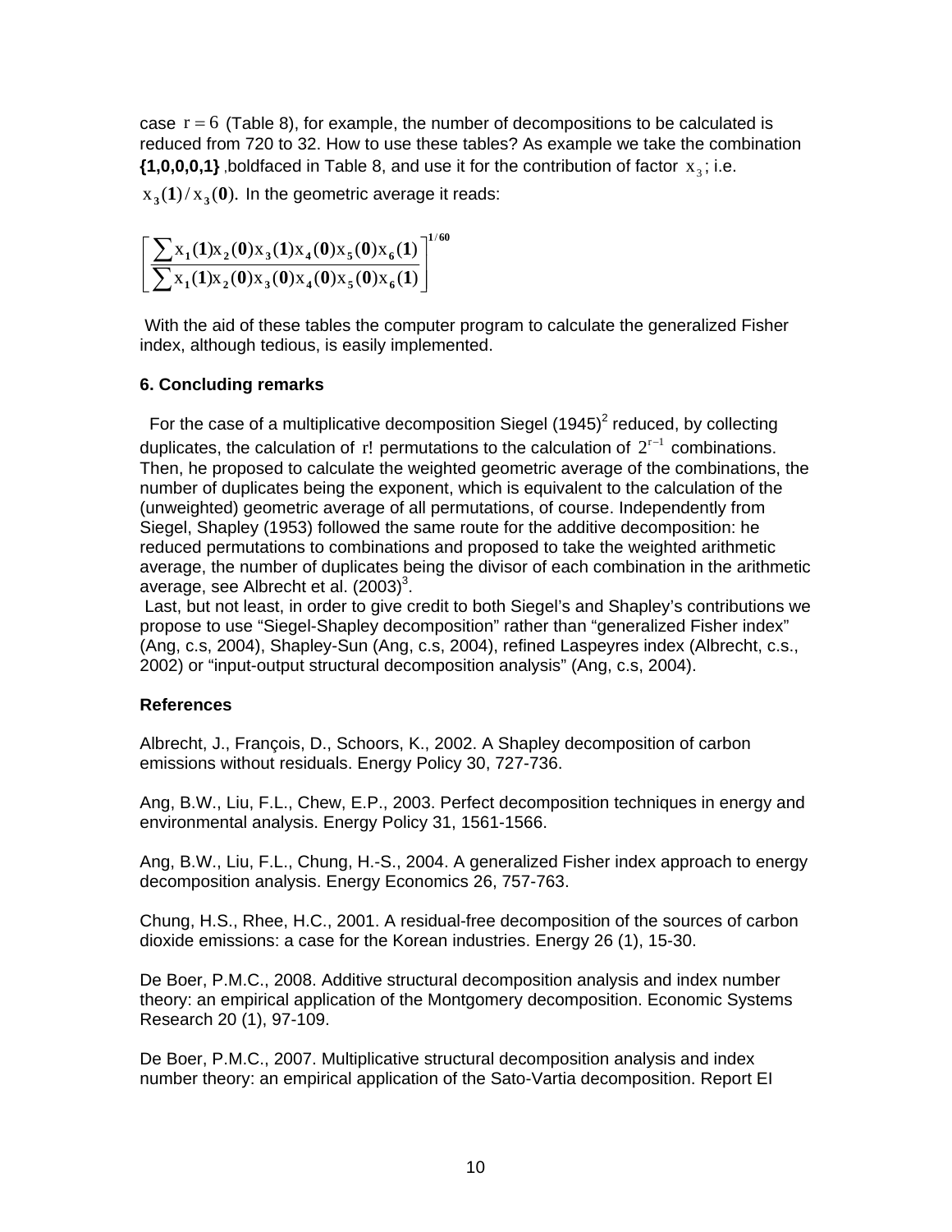case $r = 6$ (Table 8), for example, the number of decompositions to be calculated is reduced from 720 to 32. How to use these tables? As example we take the combination **{1,0,0,0,1}** ,boldfaced in Table 8, and use it for the contribution of factor $x_3$; i.e. $x_3(\mathbf{1})/x_3(\mathbf{0})$. In the geometric average it reads:

$$\left[\frac{\sum x_1(\mathbf{1})x_2(\mathbf{0})x_3(\mathbf{1})x_4(\mathbf{0})x_5(\mathbf{0})x_6(\mathbf{1})}{\sum x_1(\mathbf{1})x_2(\mathbf{0})x_3(\mathbf{0})x_4(\mathbf{0})x_5(\mathbf{0})x_6(\mathbf{1})}\right]^{\mathbf{1/60}}$$

With the aid of these tables the computer program to calculate the generalized Fisher index, although tedious, is easily implemented.

### 6. Concluding remarks

For the case of a multiplicative decomposition Siegel (1945)[2] reduced, by collecting duplicates, the calculation of $r!$ permutations to the calculation of $2^{r-1}$ combinations. Then, he proposed to calculate the weighted geometric average of the combinations, the number of duplicates being the exponent, which is equivalent to the calculation of the (unweighted) geometric average of all permutations, of course. Independently from Siegel, Shapley (1953) followed the same route for the additive decomposition: he reduced permutations to combinations and proposed to take the weighted arithmetic average, the number of duplicates being the divisor of each combination in the arithmetic average, see Albrecht et al. (2003)[3].

Last, but not least, in order to give credit to both Siegel's and Shapley's contributions we propose to use "Siegel-Shapley decomposition" rather than "generalized Fisher index" (Ang, c.s, 2004), Shapley-Sun (Ang, c.s, 2004), refined Laspeyres index (Albrecht, c.s., 2002) or "input-output structural decomposition analysis" (Ang, c.s, 2004).

### References

Albrecht, J., François, D., Schoors, K., 2002. A Shapley decomposition of carbon emissions without residuals. Energy Policy 30, 727-736.

Ang, B.W., Liu, F.L., Chew, E.P., 2003. Perfect decomposition techniques in energy and environmental analysis. Energy Policy 31, 1561-1566.

Ang, B.W., Liu, F.L., Chung, H.-S., 2004. A generalized Fisher index approach to energy decomposition analysis. Energy Economics 26, 757-763.

Chung, H.S., Rhee, H.C., 2001. A residual-free decomposition of the sources of carbon dioxide emissions: a case for the Korean industries. Energy 26 (1), 15-30.

De Boer, P.M.C., 2008. Additive structural decomposition analysis and index number theory: an empirical application of the Montgomery decomposition. Economic Systems Research 20 (1), 97-109.

De Boer, P.M.C., 2007. Multiplicative structural decomposition analysis and index number theory: an empirical application of the Sato-Vartia decomposition. Report EI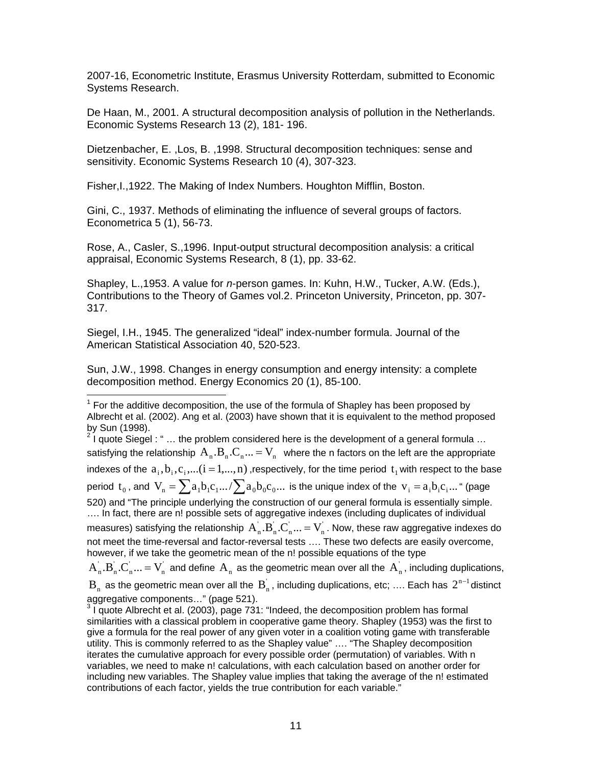2007-16, Econometric Institute, Erasmus University Rotterdam, submitted to Economic Systems Research.

De Haan, M., 2001. A structural decomposition analysis of pollution in the Netherlands. Economic Systems Research 13 (2), 181- 196.

Dietzenbacher, E. ,Los, B. ,1998. Structural decomposition techniques: sense and sensitivity. Economic Systems Research 10 (4), 307-323.

Fisher,I.,1922. The Making of Index Numbers. Houghton Mifflin, Boston.

Gini, C., 1937. Methods of eliminating the influence of several groups of factors. Econometrica 5 (1), 56-73.

Rose, A., Casler, S.,1996. Input-output structural decomposition analysis: a critical appraisal, Economic Systems Research, 8 (1), pp. 33-62.

Shapley, L.,1953. A value for *n*-person games. In: Kuhn, H.W., Tucker, A.W. (Eds.), Contributions to the Theory of Games vol.2. Princeton University, Princeton, pp. 307-317.

Siegel, I.H., 1945. The generalized "ideal" index-number formula. Journal of the American Statistical Association 40, 520-523.

Sun, J.W., 1998. Changes in energy consumption and energy intensity: a complete decomposition method. Energy Economics 20 (1), 85-100.

---

[1] For the additive decomposition, the use of the formula of Shapley has been proposed by Albrecht et al. (2002). Ang et al. (2003) have shown that it is equivalent to the method proposed by Sun (1998).

[2] I quote Siegel : " … the problem considered here is the development of a general formula … satisfying the relationship $A_n.B_n.C_n... = V_n$ where the n factors on the left are the appropriate indexes of the $a_i, b_i, c_i,...(i = 1,...,n)$ ,respectively, for the time period $t_1$ with respect to the base period $t_0$ , and $V_n = \sum a_1b_1c_1.../\sum a_0b_0c_0...$ is the unique index of the $v_i = a_ib_ic_i...$ " (page 520) and "The principle underlying the construction of our general formula is essentially simple. …. In fact, there are n! possible sets of aggregative indexes (including duplicates of individual measures) satisfying the relationship $A_n^{'}.B_n^{'}.C_n^{'}... = V_n^{'}$. Now, these raw aggregative indexes do not meet the time-reversal and factor-reversal tests …. These two defects are easily overcome, however, if we take the geometric mean of the n! possible equations of the type $A_n^{'}.B_n^{'}.C_n^{'}... = V_n^{'}$ and define $A_n$ as the geometric mean over all the $A_n^{'}$, including duplications, $B_n$ as the geometric mean over all the $B_n^{'}$, including duplications, etc; …. Each has $2^{n-1}$ distinct aggregative components…" (page 521).

[3] I quote Albrecht et al. (2003), page 731: "Indeed, the decomposition problem has formal similarities with a classical problem in cooperative game theory. Shapley (1953) was the first to give a formula for the real power of any given voter in a coalition voting game with transferable utility. This is commonly referred to as the Shapley value" …. "The Shapley decomposition iterates the cumulative approach for every possible order (permutation) of variables. With n variables, we need to make n! calculations, with each calculation based on another order for including new variables. The Shapley value implies that taking the average of the n! estimated contributions of each factor, yields the true contribution for each variable."